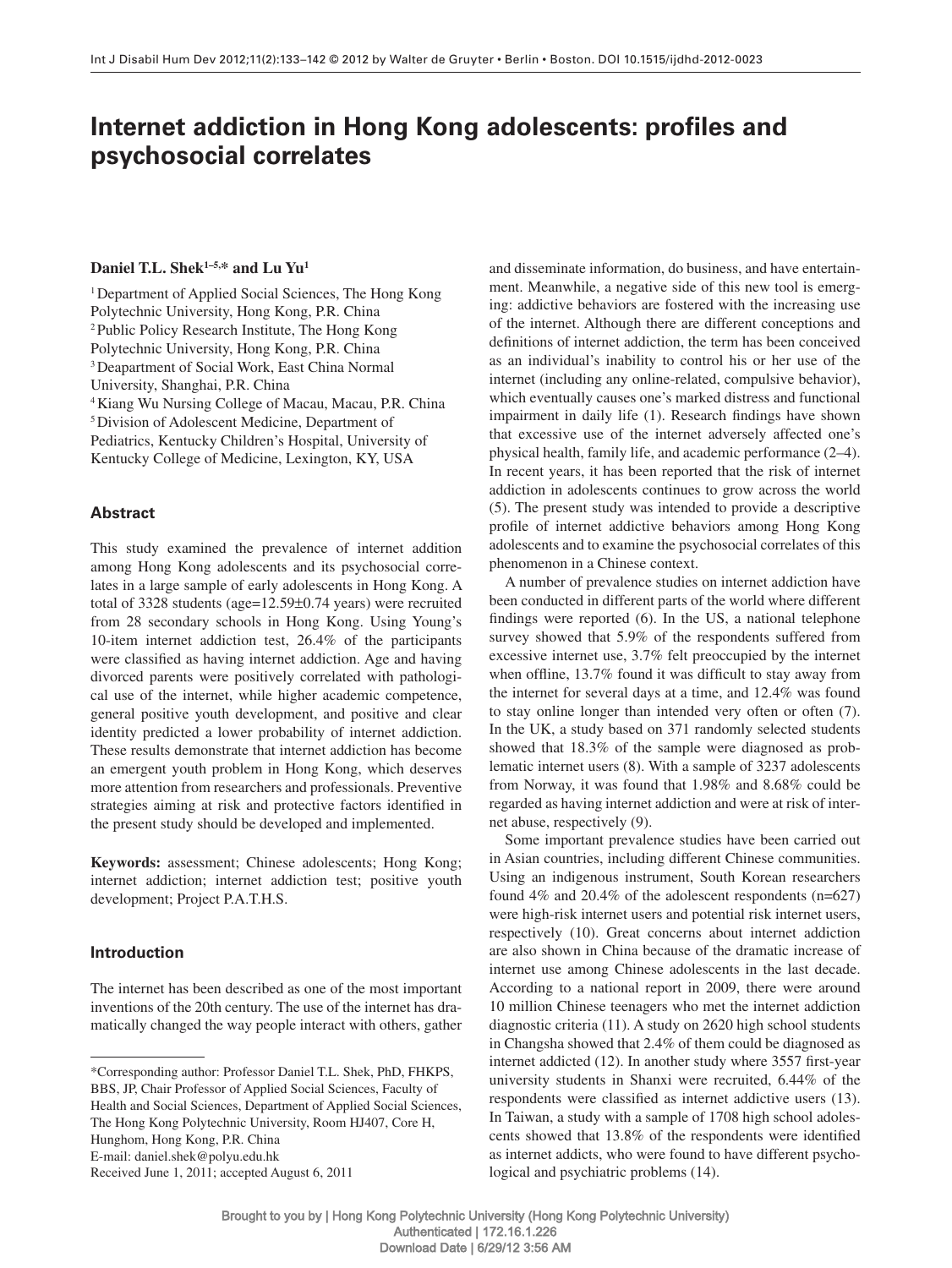# Internet addiction in Hong Kong adolescents: profiles and psychosocial correlates

**Daniel T.L. Shek[1–5,*] and Lu Yu[1]**

[1] Department of Applied Social Sciences, The Hong Kong Polytechnic University, Hong Kong, P.R. China
[2] Public Policy Research Institute, The Hong Kong Polytechnic University, Hong Kong, P.R. China
[3] Deapartment of Social Work, East China Normal University, Shanghai, P.R. China
[4] Kiang Wu Nursing College of Macau, Macau, P.R. China
[5] Division of Adolescent Medicine, Department of Pediatrics, Kentucky Children's Hospital, University of Kentucky College of Medicine, Lexington, KY, USA

## Abstract

This study examined the prevalence of internet addition among Hong Kong adolescents and its psychosocial correlates in a large sample of early adolescents in Hong Kong. A total of 3328 students (age=12.59±0.74 years) were recruited from 28 secondary schools in Hong Kong. Using Young's 10-item internet addiction test, 26.4% of the participants were classified as having internet addiction. Age and having divorced parents were positively correlated with pathological use of the internet, while higher academic competence, general positive youth development, and positive and clear identity predicted a lower probability of internet addiction. These results demonstrate that internet addiction has become an emergent youth problem in Hong Kong, which deserves more attention from researchers and professionals. Preventive strategies aiming at risk and protective factors identified in the present study should be developed and implemented.

**Keywords:** assessment; Chinese adolescents; Hong Kong; internet addiction; internet addiction test; positive youth development; Project P.A.T.H.S.

## Introduction

The internet has been described as one of the most important inventions of the 20th century. The use of the internet has dramatically changed the way people interact with others, gather and disseminate information, do business, and have entertainment. Meanwhile, a negative side of this new tool is emerging: addictive behaviors are fostered with the increasing use of the internet. Although there are different conceptions and definitions of internet addiction, the term has been conceived as an individual's inability to control his or her use of the internet (including any online-related, compulsive behavior), which eventually causes one's marked distress and functional impairment in daily life (1). Research findings have shown that excessive use of the internet adversely affected one's physical health, family life, and academic performance (2–4). In recent years, it has been reported that the risk of internet addiction in adolescents continues to grow across the world (5). The present study was intended to provide a descriptive profile of internet addictive behaviors among Hong Kong adolescents and to examine the psychosocial correlates of this phenomenon in a Chinese context.

A number of prevalence studies on internet addiction have been conducted in different parts of the world where different findings were reported (6). In the US, a national telephone survey showed that 5.9% of the respondents suffered from excessive internet use, 3.7% felt preoccupied by the internet when offline, 13.7% found it was difficult to stay away from the internet for several days at a time, and 12.4% was found to stay online longer than intended very often or often (7). In the UK, a study based on 371 randomly selected students showed that 18.3% of the sample were diagnosed as problematic internet users (8). With a sample of 3237 adolescents from Norway, it was found that 1.98% and 8.68% could be regarded as having internet addiction and were at risk of internet abuse, respectively (9).

Some important prevalence studies have been carried out in Asian countries, including different Chinese communities. Using an indigenous instrument, South Korean researchers found 4% and 20.4% of the adolescent respondents (n=627) were high-risk internet users and potential risk internet users, respectively (10). Great concerns about internet addiction are also shown in China because of the dramatic increase of internet use among Chinese adolescents in the last decade. According to a national report in 2009, there were around 10 million Chinese teenagers who met the internet addiction diagnostic criteria (11). A study on 2620 high school students in Changsha showed that 2.4% of them could be diagnosed as internet addicted (12). In another study where 3557 first-year university students in Shanxi were recruited, 6.44% of the respondents were classified as internet addictive users (13). In Taiwan, a study with a sample of 1708 high school adolescents showed that 13.8% of the respondents were identified as internet addicts, who were found to have different psychological and psychiatric problems (14).

*Corresponding author: Professor Daniel T.L. Shek, PhD, FHKPS, BBS, JP, Chair Professor of Applied Social Sciences, Faculty of Health and Social Sciences, Department of Applied Social Sciences, The Hong Kong Polytechnic University, Room HJ407, Core H, Hunghom, Hong Kong, P.R. China
E-mail: daniel.shek@polyu.edu.hk
Received June 1, 2011; accepted August 6, 2011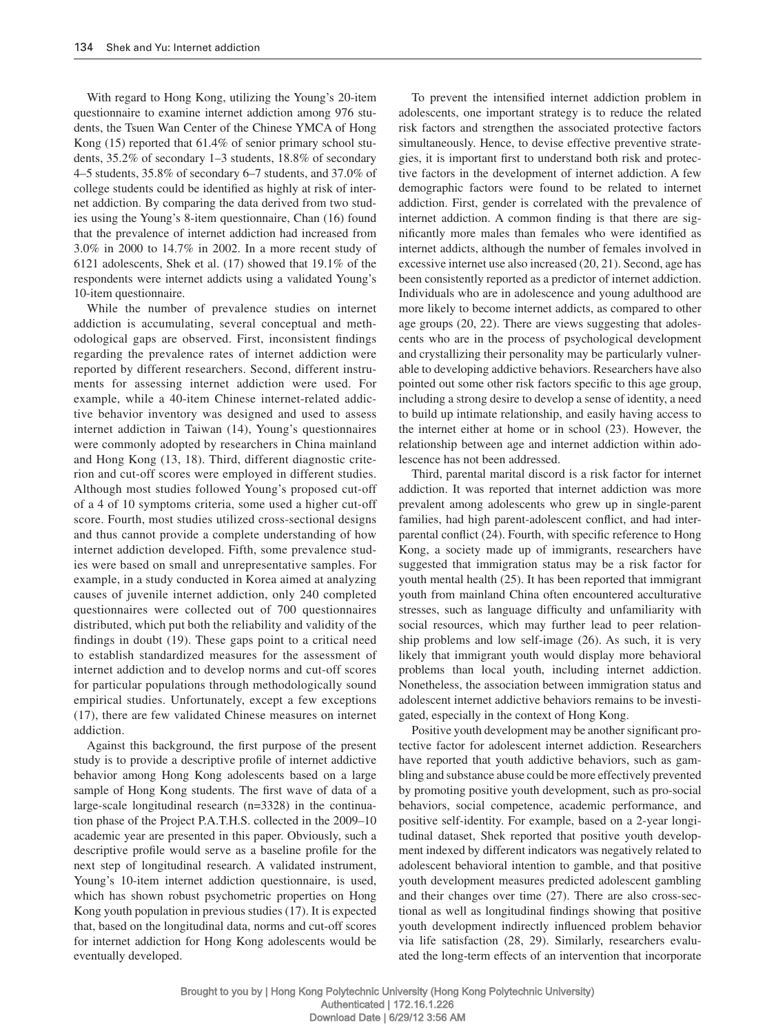With regard to Hong Kong, utilizing the Young's 20-item questionnaire to examine internet addiction among 976 students, the Tsuen Wan Center of the Chinese YMCA of Hong Kong (15) reported that 61.4% of senior primary school students, 35.2% of secondary 1–3 students, 18.8% of secondary 4–5 students, 35.8% of secondary 6–7 students, and 37.0% of college students could be identified as highly at risk of internet addiction. By comparing the data derived from two studies using the Young's 8-item questionnaire, Chan (16) found that the prevalence of internet addiction had increased from 3.0% in 2000 to 14.7% in 2002. In a more recent study of 6121 adolescents, Shek et al. (17) showed that 19.1% of the respondents were internet addicts using a validated Young's 10-item questionnaire.

While the number of prevalence studies on internet addiction is accumulating, several conceptual and methodological gaps are observed. First, inconsistent findings regarding the prevalence rates of internet addiction were reported by different researchers. Second, different instruments for assessing internet addiction were used. For example, while a 40-item Chinese internet-related addictive behavior inventory was designed and used to assess internet addiction in Taiwan (14), Young's questionnaires were commonly adopted by researchers in China mainland and Hong Kong (13, 18). Third, different diagnostic criterion and cut-off scores were employed in different studies. Although most studies followed Young's proposed cut-off of a 4 of 10 symptoms criteria, some used a higher cut-off score. Fourth, most studies utilized cross-sectional designs and thus cannot provide a complete understanding of how internet addiction developed. Fifth, some prevalence studies were based on small and unrepresentative samples. For example, in a study conducted in Korea aimed at analyzing causes of juvenile internet addiction, only 240 completed questionnaires were collected out of 700 questionnaires distributed, which put both the reliability and validity of the findings in doubt (19). These gaps point to a critical need to establish standardized measures for the assessment of internet addiction and to develop norms and cut-off scores for particular populations through methodologically sound empirical studies. Unfortunately, except a few exceptions (17), there are few validated Chinese measures on internet addiction.

Against this background, the first purpose of the present study is to provide a descriptive profile of internet addictive behavior among Hong Kong adolescents based on a large sample of Hong Kong students. The first wave of data of a large-scale longitudinal research (n=3328) in the continuation phase of the Project P.A.T.H.S. collected in the 2009–10 academic year are presented in this paper. Obviously, such a descriptive profile would serve as a baseline profile for the next step of longitudinal research. A validated instrument, Young's 10-item internet addiction questionnaire, is used, which has shown robust psychometric properties on Hong Kong youth population in previous studies (17). It is expected that, based on the longitudinal data, norms and cut-off scores for internet addiction for Hong Kong adolescents would be eventually developed.

To prevent the intensified internet addiction problem in adolescents, one important strategy is to reduce the related risk factors and strengthen the associated protective factors simultaneously. Hence, to devise effective preventive strategies, it is important first to understand both risk and protective factors in the development of internet addiction. A few demographic factors were found to be related to internet addiction. First, gender is correlated with the prevalence of internet addiction. A common finding is that there are significantly more males than females who were identified as internet addicts, although the number of females involved in excessive internet use also increased (20, 21). Second, age has been consistently reported as a predictor of internet addiction. Individuals who are in adolescence and young adulthood are more likely to become internet addicts, as compared to other age groups (20, 22). There are views suggesting that adolescents who are in the process of psychological development and crystallizing their personality may be particularly vulnerable to developing addictive behaviors. Researchers have also pointed out some other risk factors specific to this age group, including a strong desire to develop a sense of identity, a need to build up intimate relationship, and easily having access to the internet either at home or in school (23). However, the relationship between age and internet addiction within adolescence has not been addressed.

Third, parental marital discord is a risk factor for internet addiction. It was reported that internet addiction was more prevalent among adolescents who grew up in single-parent families, had high parent-adolescent conflict, and had interparental conflict (24). Fourth, with specific reference to Hong Kong, a society made up of immigrants, researchers have suggested that immigration status may be a risk factor for youth mental health (25). It has been reported that immigrant youth from mainland China often encountered acculturative stresses, such as language difficulty and unfamiliarity with social resources, which may further lead to peer relationship problems and low self-image (26). As such, it is very likely that immigrant youth would display more behavioral problems than local youth, including internet addiction. Nonetheless, the association between immigration status and adolescent internet addictive behaviors remains to be investigated, especially in the context of Hong Kong.

Positive youth development may be another significant protective factor for adolescent internet addiction. Researchers have reported that youth addictive behaviors, such as gambling and substance abuse could be more effectively prevented by promoting positive youth development, such as pro-social behaviors, social competence, academic performance, and positive self-identity. For example, based on a 2-year longitudinal dataset, Shek reported that positive youth development indexed by different indicators was negatively related to adolescent behavioral intention to gamble, and that positive youth development measures predicted adolescent gambling and their changes over time (27). There are also cross-sectional as well as longitudinal findings showing that positive youth development indirectly influenced problem behavior via life satisfaction (28, 29). Similarly, researchers evaluated the long-term effects of an intervention that incorporate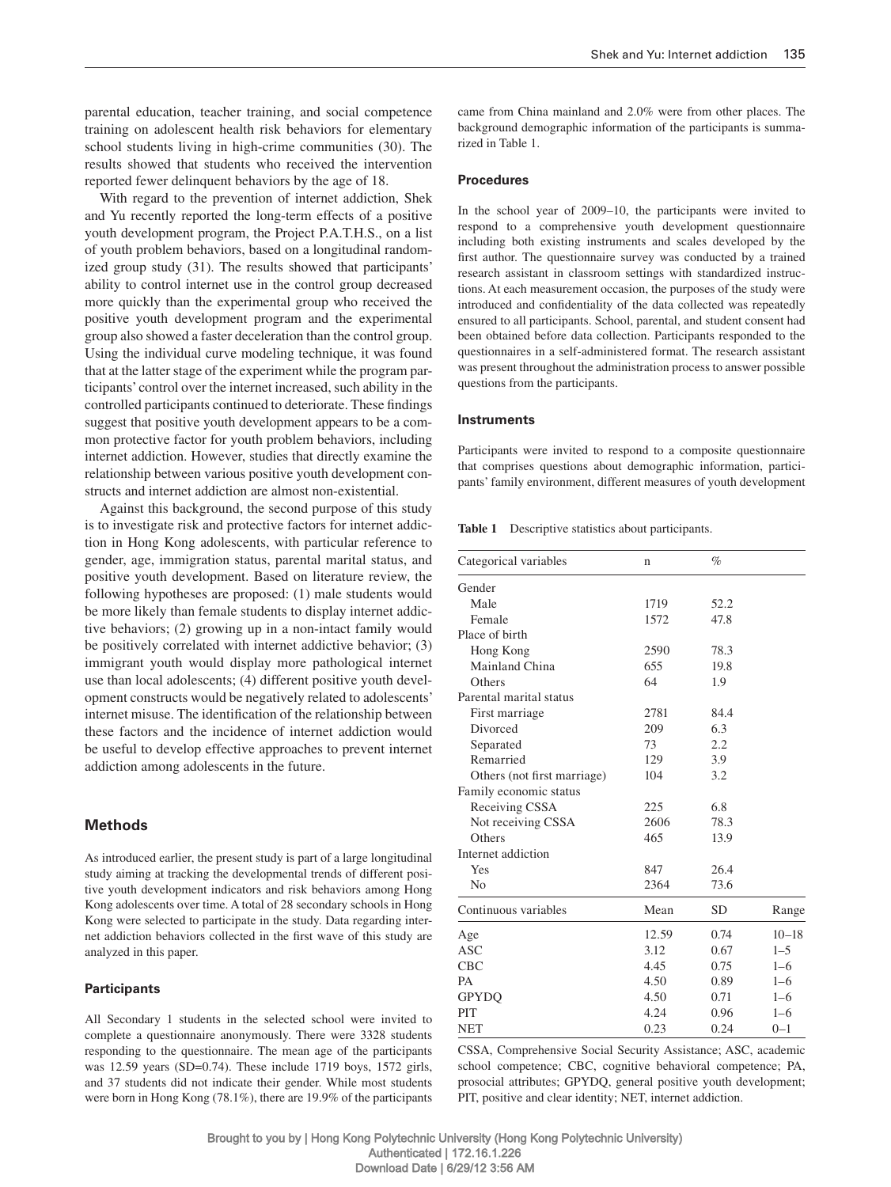parental education, teacher training, and social competence training on adolescent health risk behaviors for elementary school students living in high-crime communities (30). The results showed that students who received the intervention reported fewer delinquent behaviors by the age of 18.

With regard to the prevention of internet addiction, Shek and Yu recently reported the long-term effects of a positive youth development program, the Project P.A.T.H.S., on a list of youth problem behaviors, based on a longitudinal randomized group study (31). The results showed that participants' ability to control internet use in the control group decreased more quickly than the experimental group who received the positive youth development program and the experimental group also showed a faster deceleration than the control group. Using the individual curve modeling technique, it was found that at the latter stage of the experiment while the program participants' control over the internet increased, such ability in the controlled participants continued to deteriorate. These findings suggest that positive youth development appears to be a common protective factor for youth problem behaviors, including internet addiction. However, studies that directly examine the relationship between various positive youth development constructs and internet addiction are almost non-existential.

Against this background, the second purpose of this study is to investigate risk and protective factors for internet addiction in Hong Kong adolescents, with particular reference to gender, age, immigration status, parental marital status, and positive youth development. Based on literature review, the following hypotheses are proposed: (1) male students would be more likely than female students to display internet addictive behaviors; (2) growing up in a non-intact family would be positively correlated with internet addictive behavior; (3) immigrant youth would display more pathological internet use than local adolescents; (4) different positive youth development constructs would be negatively related to adolescents' internet misuse. The identification of the relationship between these factors and the incidence of internet addiction would be useful to develop effective approaches to prevent internet addiction among adolescents in the future.

## Methods

As introduced earlier, the present study is part of a large longitudinal study aiming at tracking the developmental trends of different positive youth development indicators and risk behaviors among Hong Kong adolescents over time. A total of 28 secondary schools in Hong Kong were selected to participate in the study. Data regarding internet addiction behaviors collected in the first wave of this study are analyzed in this paper.

### Participants

All Secondary 1 students in the selected school were invited to complete a questionnaire anonymously. There were 3328 students responding to the questionnaire. The mean age of the participants was 12.59 years (SD=0.74). These include 1719 boys, 1572 girls, and 37 students did not indicate their gender. While most students were born in Hong Kong (78.1%), there are 19.9% of the participants came from China mainland and 2.0% were from other places. The background demographic information of the participants is summarized in Table 1.

### Procedures

In the school year of 2009–10, the participants were invited to respond to a comprehensive youth development questionnaire including both existing instruments and scales developed by the first author. The questionnaire survey was conducted by a trained research assistant in classroom settings with standardized instructions. At each measurement occasion, the purposes of the study were introduced and confidentiality of the data collected was repeatedly ensured to all participants. School, parental, and student consent had been obtained before data collection. Participants responded to the questionnaires in a self-administered format. The research assistant was present throughout the administration process to answer possible questions from the participants.

### Instruments

Participants were invited to respond to a composite questionnaire that comprises questions about demographic information, participants' family environment, different measures of youth development

**Table 1** Descriptive statistics about participants.

| Categorical variables | n | % | |
|---|---|---|---|
| Gender | | | |
| Male | 1719 | 52.2 | |
| Female | 1572 | 47.8 | |
| Place of birth | | | |
| Hong Kong | 2590 | 78.3 | |
| Mainland China | 655 | 19.8 | |
| Others | 64 | 1.9 | |
| Parental marital status | | | |
| First marriage | 2781 | 84.4 | |
| Divorced | 209 | 6.3 | |
| Separated | 73 | 2.2 | |
| Remarried | 129 | 3.9 | |
| Others (not first marriage) | 104 | 3.2 | |
| Family economic status | | | |
| Receiving CSSA | 225 | 6.8 | |
| Not receiving CSSA | 2606 | 78.3 | |
| Others | 465 | 13.9 | |
| Internet addiction | | | |
| Yes | 847 | 26.4 | |
| No | 2364 | 73.6 | |
| **Continuous variables** | **Mean** | **SD** | **Range** |
| Age | 12.59 | 0.74 | 10–18 |
| ASC | 3.12 | 0.67 | 1–5 |
| CBC | 4.45 | 0.75 | 1–6 |
| PA | 4.50 | 0.89 | 1–6 |
| GPYDQ | 4.50 | 0.71 | 1–6 |
| PIT | 4.24 | 0.96 | 1–6 |
| NET | 0.23 | 0.24 | 0–1 |

CSSA, Comprehensive Social Security Assistance; ASC, academic school competence; CBC, cognitive behavioral competence; PA, prosocial attributes; GPYDQ, general positive youth development; PIT, positive and clear identity; NET, internet addiction.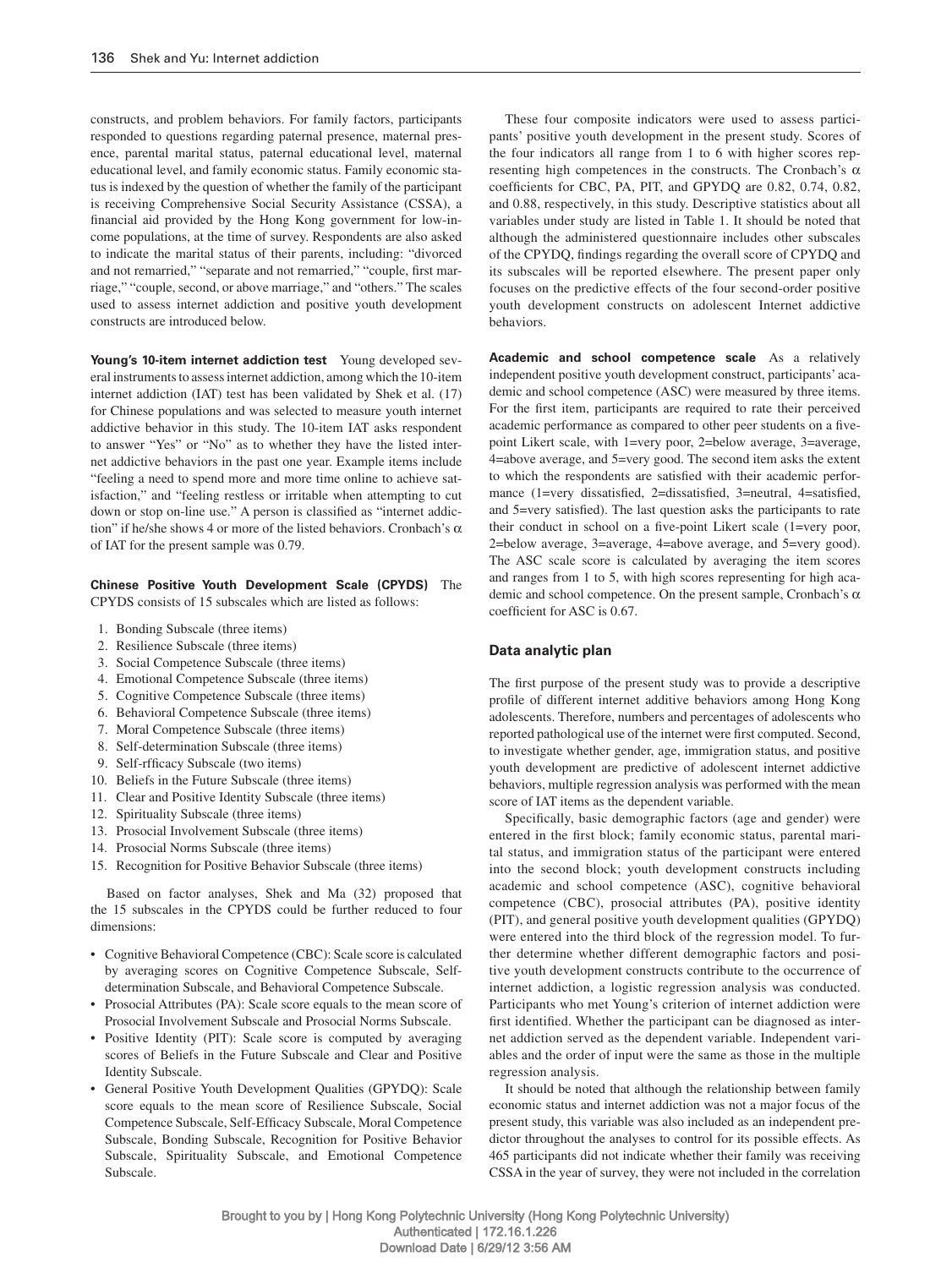constructs, and problem behaviors. For family factors, participants responded to questions regarding paternal presence, maternal presence, parental marital status, paternal educational level, maternal educational level, and family economic status. Family economic status is indexed by the question of whether the family of the participant is receiving Comprehensive Social Security Assistance (CSSA), a financial aid provided by the Hong Kong government for low-income populations, at the time of survey. Respondents are also asked to indicate the marital status of their parents, including: "divorced and not remarried," "separate and not remarried," "couple, first marriage," "couple, second, or above marriage," and "others." The scales used to assess internet addiction and positive youth development constructs are introduced below.

**Young's 10-item internet addiction test** Young developed several instruments to assess internet addiction, among which the 10-item internet addiction (IAT) test has been validated by Shek et al. (17) for Chinese populations and was selected to measure youth internet addictive behavior in this study. The 10-item IAT asks respondent to answer "Yes" or "No" as to whether they have the listed internet addictive behaviors in the past one year. Example items include "feeling a need to spend more and more time online to achieve satisfaction," and "feeling restless or irritable when attempting to cut down or stop on-line use." A person is classified as "internet addiction" if he/she shows 4 or more of the listed behaviors. Cronbach's $\alpha$ of IAT for the present sample was 0.79.

**Chinese Positive Youth Development Scale (CPYDS)** The CPYDS consists of 15 subscales which are listed as follows:

1. Bonding Subscale (three items)
2. Resilience Subscale (three items)
3. Social Competence Subscale (three items)
4. Emotional Competence Subscale (three items)
5. Cognitive Competence Subscale (three items)
6. Behavioral Competence Subscale (three items)
7. Moral Competence Subscale (three items)
8. Self-determination Subscale (three items)
9. Self-rfficacy Subscale (two items)
10. Beliefs in the Future Subscale (three items)
11. Clear and Positive Identity Subscale (three items)
12. Spirituality Subscale (three items)
13. Prosocial Involvement Subscale (three items)
14. Prosocial Norms Subscale (three items)
15. Recognition for Positive Behavior Subscale (three items)

Based on factor analyses, Shek and Ma (32) proposed that the 15 subscales in the CPYDS could be further reduced to four dimensions:

- Cognitive Behavioral Competence (CBC): Scale score is calculated by averaging scores on Cognitive Competence Subscale, Self-determination Subscale, and Behavioral Competence Subscale.
- Prosocial Attributes (PA): Scale score equals to the mean score of Prosocial Involvement Subscale and Prosocial Norms Subscale.
- Positive Identity (PIT): Scale score is computed by averaging scores of Beliefs in the Future Subscale and Clear and Positive Identity Subscale.
- General Positive Youth Development Qualities (GPYDQ): Scale score equals to the mean score of Resilience Subscale, Social Competence Subscale, Self-Efficacy Subscale, Moral Competence Subscale, Bonding Subscale, Recognition for Positive Behavior Subscale, Spirituality Subscale, and Emotional Competence Subscale.

These four composite indicators were used to assess participants' positive youth development in the present study. Scores of the four indicators all range from 1 to 6 with higher scores representing high competences in the constructs. The Cronbach's $\alpha$ coefficients for CBC, PA, PIT, and GPYDQ are 0.82, 0.74, 0.82, and 0.88, respectively, in this study. Descriptive statistics about all variables under study are listed in Table 1. It should be noted that although the administered questionnaire includes other subscales of the CPYDQ, findings regarding the overall score of CPYDQ and its subscales will be reported elsewhere. The present paper only focuses on the predictive effects of the four second-order positive youth development constructs on adolescent Internet addictive behaviors.

**Academic and school competence scale** As a relatively independent positive youth development construct, participants' academic and school competence (ASC) were measured by three items. For the first item, participants are required to rate their perceived academic performance as compared to other peer students on a five-point Likert scale, with 1=very poor, 2=below average, 3=average, 4=above average, and 5=very good. The second item asks the extent to which the respondents are satisfied with their academic performance (1=very dissatisfied, 2=dissatisfied, 3=neutral, 4=satisfied, and 5=very satisfied). The last question asks the participants to rate their conduct in school on a five-point Likert scale (1=very poor, 2=below average, 3=average, 4=above average, and 5=very good). The ASC scale score is calculated by averaging the item scores and ranges from 1 to 5, with high scores representing for high academic and school competence. On the present sample, Cronbach's $\alpha$ coefficient for ASC is 0.67.

### Data analytic plan

The first purpose of the present study was to provide a descriptive profile of different internet additive behaviors among Hong Kong adolescents. Therefore, numbers and percentages of adolescents who reported pathological use of the internet were first computed. Second, to investigate whether gender, age, immigration status, and positive youth development are predictive of adolescent internet addictive behaviors, multiple regression analysis was performed with the mean score of IAT items as the dependent variable.

Specifically, basic demographic factors (age and gender) were entered in the first block; family economic status, parental marital status, and immigration status of the participant were entered into the second block; youth development constructs including academic and school competence (ASC), cognitive behavioral competence (CBC), prosocial attributes (PA), positive identity (PIT), and general positive youth development qualities (GPYDQ) were entered into the third block of the regression model. To further determine whether different demographic factors and positive youth development constructs contribute to the occurrence of internet addiction, a logistic regression analysis was conducted. Participants who met Young's criterion of internet addiction were first identified. Whether the participant can be diagnosed as internet addiction served as the dependent variable. Independent variables and the order of input were the same as those in the multiple regression analysis.

It should be noted that although the relationship between family economic status and internet addiction was not a major focus of the present study, this variable was also included as an independent predictor throughout the analyses to control for its possible effects. As 465 participants did not indicate whether their family was receiving CSSA in the year of survey, they were not included in the correlation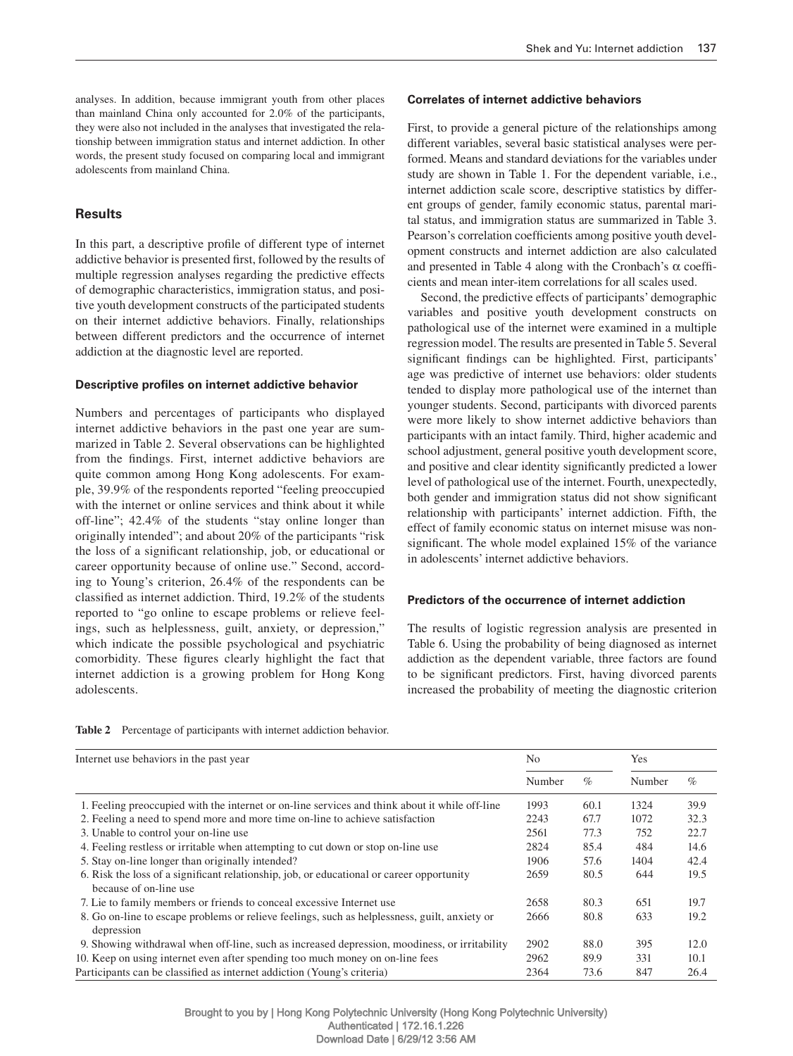analyses. In addition, because immigrant youth from other places than mainland China only accounted for 2.0% of the participants, they were also not included in the analyses that investigated the relationship between immigration status and internet addiction. In other words, the present study focused on comparing local and immigrant adolescents from mainland China.

## Results

In this part, a descriptive profile of different type of internet addictive behavior is presented first, followed by the results of multiple regression analyses regarding the predictive effects of demographic characteristics, immigration status, and positive youth development constructs of the participated students on their internet addictive behaviors. Finally, relationships between different predictors and the occurrence of internet addiction at the diagnostic level are reported.

### Descriptive profiles on internet addictive behavior

Numbers and percentages of participants who displayed internet addictive behaviors in the past one year are summarized in Table 2. Several observations can be highlighted from the findings. First, internet addictive behaviors are quite common among Hong Kong adolescents. For example, 39.9% of the respondents reported "feeling preoccupied with the internet or online services and think about it while off-line"; 42.4% of the students "stay online longer than originally intended"; and about 20% of the participants "risk the loss of a significant relationship, job, or educational or career opportunity because of online use." Second, according to Young's criterion, 26.4% of the respondents can be classified as internet addiction. Third, 19.2% of the students reported to "go online to escape problems or relieve feelings, such as helplessness, guilt, anxiety, or depression," which indicate the possible psychological and psychiatric comorbidity. These figures clearly highlight the fact that internet addiction is a growing problem for Hong Kong adolescents.

### Correlates of internet addictive behaviors

First, to provide a general picture of the relationships among different variables, several basic statistical analyses were performed. Means and standard deviations for the variables under study are shown in Table 1. For the dependent variable, i.e., internet addiction scale score, descriptive statistics by different groups of gender, family economic status, parental marital status, and immigration status are summarized in Table 3. Pearson's correlation coefficients among positive youth development constructs and internet addiction are also calculated and presented in Table 4 along with the Cronbach's $\alpha$ coefficients and mean inter-item correlations for all scales used.

Second, the predictive effects of participants' demographic variables and positive youth development constructs on pathological use of the internet were examined in a multiple regression model. The results are presented in Table 5. Several significant findings can be highlighted. First, participants' age was predictive of internet use behaviors: older students tended to display more pathological use of the internet than younger students. Second, participants with divorced parents were more likely to show internet addictive behaviors than participants with an intact family. Third, higher academic and school adjustment, general positive youth development score, and positive and clear identity significantly predicted a lower level of pathological use of the internet. Fourth, unexpectedly, both gender and immigration status did not show significant relationship with participants' internet addiction. Fifth, the effect of family economic status on internet misuse was nonsignificant. The whole model explained 15% of the variance in adolescents' internet addictive behaviors.

### Predictors of the occurrence of internet addiction

The results of logistic regression analysis are presented in Table 6. Using the probability of being diagnosed as internet addiction as the dependent variable, three factors are found to be significant predictors. First, having divorced parents increased the probability of meeting the diagnostic criterion

**Table 2** Percentage of participants with internet addiction behavior.

| Internet use behaviors in the past year | No | | Yes | |
|---|---|---|---|---|
| | Number | % | Number | % |
| 1. Feeling preoccupied with the internet or on-line services and think about it while off-line | 1993 | 60.1 | 1324 | 39.9 |
| 2. Feeling a need to spend more and more time on-line to achieve satisfaction | 2243 | 67.7 | 1072 | 32.3 |
| 3. Unable to control your on-line use | 2561 | 77.3 | 752 | 22.7 |
| 4. Feeling restless or irritable when attempting to cut down or stop on-line use | 2824 | 85.4 | 484 | 14.6 |
| 5. Stay on-line longer than originally intended? | 1906 | 57.6 | 1404 | 42.4 |
| 6. Risk the loss of a significant relationship, job, or educational or career opportunity because of on-line use | 2659 | 80.5 | 644 | 19.5 |
| 7. Lie to family members or friends to conceal excessive Internet use | 2658 | 80.3 | 651 | 19.7 |
| 8. Go on-line to escape problems or relieve feelings, such as helplessness, guilt, anxiety or depression | 2666 | 80.8 | 633 | 19.2 |
| 9. Showing withdrawal when off-line, such as increased depression, moodiness, or irritability | 2902 | 88.0 | 395 | 12.0 |
| 10. Keep on using internet even after spending too much money on on-line fees | 2962 | 89.9 | 331 | 10.1 |
| Participants can be classified as internet addiction (Young's criteria) | 2364 | 73.6 | 847 | 26.4 |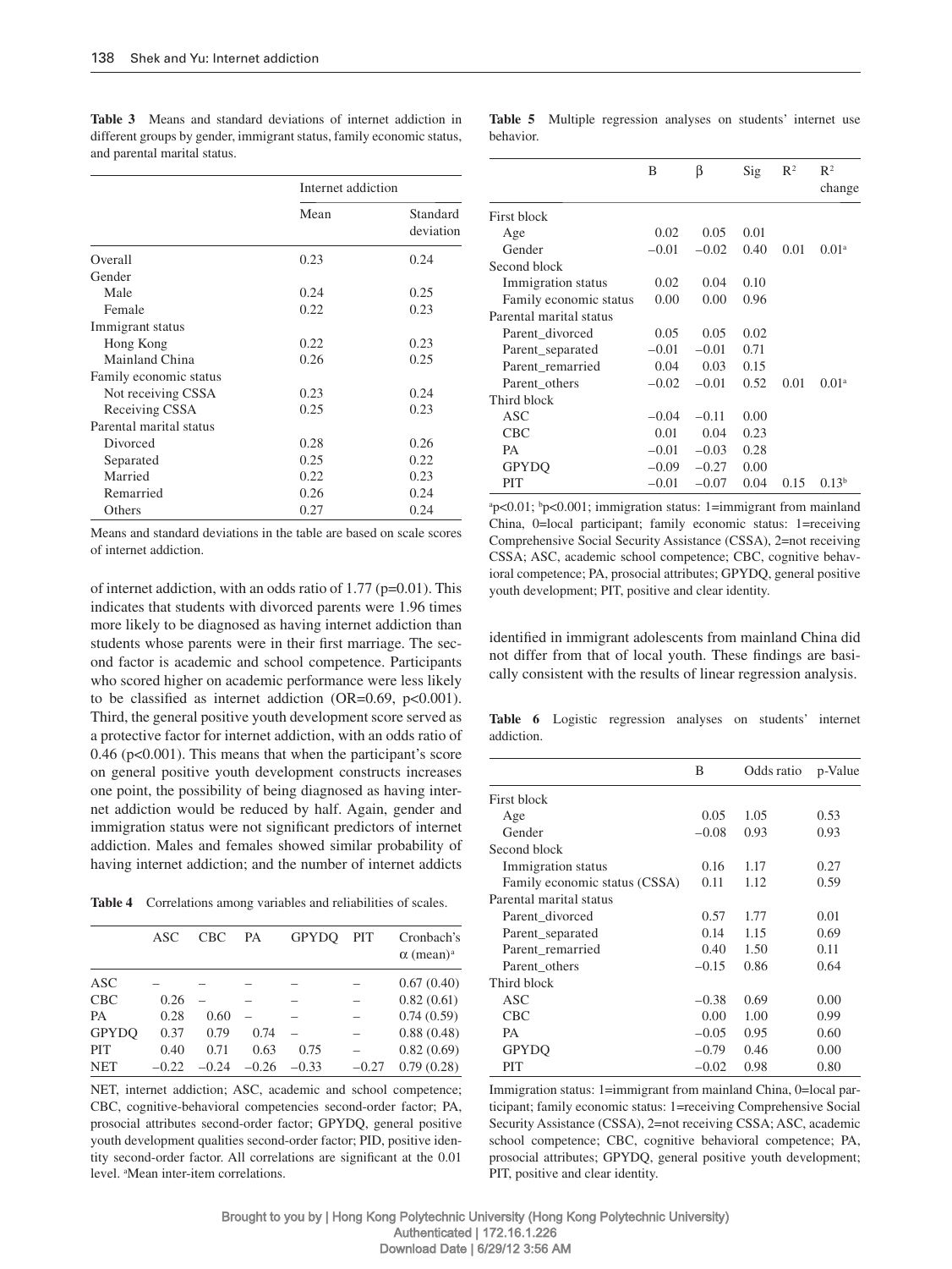**Table 3** Means and standard deviations of internet addiction in different groups by gender, immigrant status, family economic status, and parental marital status.

| | Internet addiction | |
|---|---|---|
| | Mean | Standard deviation |
| Overall | 0.23 | 0.24 |
| Gender | | |
| Male | 0.24 | 0.25 |
| Female | 0.22 | 0.23 |
| Immigrant status | | |
| Hong Kong | 0.22 | 0.23 |
| Mainland China | 0.26 | 0.25 |
| Family economic status | | |
| Not receiving CSSA | 0.23 | 0.24 |
| Receiving CSSA | 0.25 | 0.23 |
| Parental marital status | | |
| Divorced | 0.28 | 0.26 |
| Separated | 0.25 | 0.22 |
| Married | 0.22 | 0.23 |
| Remarried | 0.26 | 0.24 |
| Others | 0.27 | 0.24 |

Means and standard deviations in the table are based on scale scores of internet addiction.

of internet addiction, with an odds ratio of 1.77 (p=0.01). This indicates that students with divorced parents were 1.96 times more likely to be diagnosed as having internet addiction than students whose parents were in their first marriage. The second factor is academic and school competence. Participants who scored higher on academic performance were less likely to be classified as internet addiction (OR=0.69, $p<0.001$). Third, the general positive youth development score served as a protective factor for internet addiction, with an odds ratio of 0.46 ($p<0.001$). This means that when the participant's score on general positive youth development constructs increases one point, the possibility of being diagnosed as having internet addiction would be reduced by half. Again, gender and immigration status were not significant predictors of internet addiction. Males and females showed similar probability of having internet addiction; and the number of internet addicts identified in immigrant adolescents from mainland China did not differ from that of local youth. These findings are basically consistent with the results of linear regression analysis.

**Table 4** Correlations among variables and reliabilities of scales.

| | ASC | CBC | PA | GPYDQ | PIT | Cronbach's α (mean)[a] |
|---|---|---|---|---|---|---|
| ASC | – | – | – | – | – | 0.67 (0.40) |
| CBC | 0.26 | – | – | – | – | 0.82 (0.61) |
| PA | 0.28 | 0.60 | – | – | – | 0.74 (0.59) |
| GPYDQ | 0.37 | 0.79 | 0.74 | – | – | 0.88 (0.48) |
| PIT | 0.40 | 0.71 | 0.63 | 0.75 | – | 0.82 (0.69) |
| NET | –0.22 | –0.24 | –0.26 | –0.33 | –0.27 | 0.79 (0.28) |

NET, internet addiction; ASC, academic and school competence; CBC, cognitive-behavioral competencies second-order factor; PA, prosocial attributes second-order factor; GPYDQ, general positive youth development qualities second-order factor; PID, positive identity second-order factor. All correlations are significant at the 0.01 level. [a]Mean inter-item correlations.

**Table 5** Multiple regression analyses on students' internet use behavior.

| | B | β | Sig | $R^2$ | $R^2$ change |
|---|---|---|---|---|---|
| First block | | | | | |
| Age | 0.02 | 0.05 | 0.01 | | |
| Gender | –0.01 | –0.02 | 0.40 | 0.01 | 0.01[a] |
| Second block | | | | | |
| Immigration status | 0.02 | 0.04 | 0.10 | | |
| Family economic status | 0.00 | 0.00 | 0.96 | | |
| Parental marital status | | | | | |
| Parent_divorced | 0.05 | 0.05 | 0.02 | | |
| Parent_separated | –0.01 | –0.01 | 0.71 | | |
| Parent_remarried | 0.04 | 0.03 | 0.15 | | |
| Parent_others | –0.02 | –0.01 | 0.52 | 0.01 | 0.01[a] |
| Third block | | | | | |
| ASC | –0.04 | –0.11 | 0.00 | | |
| CBC | 0.01 | 0.04 | 0.23 | | |
| PA | –0.01 | –0.03 | 0.28 | | |
| GPYDQ | –0.09 | –0.27 | 0.00 | | |
| PIT | –0.01 | –0.07 | 0.04 | 0.15 | 0.13[b] |

[a]$p<0.01$; [b]$p<0.001$; immigration status: 1=immigrant from mainland China, 0=local participant; family economic status: 1=receiving Comprehensive Social Security Assistance (CSSA), 2=not receiving CSSA; ASC, academic school competence; CBC, cognitive behavioral competence; PA, prosocial attributes; GPYDQ, general positive youth development; PIT, positive and clear identity.

**Table 6** Logistic regression analyses on students' internet addiction.

| | B | Odds ratio | p-Value |
|---|---|---|---|
| First block | | | |
| Age | 0.05 | 1.05 | 0.53 |
| Gender | –0.08 | 0.93 | 0.93 |
| Second block | | | |
| Immigration status | 0.16 | 1.17 | 0.27 |
| Family economic status (CSSA) | 0.11 | 1.12 | 0.59 |
| Parental marital status | | | |
| Parent_divorced | 0.57 | 1.77 | 0.01 |
| Parent_separated | 0.14 | 1.15 | 0.69 |
| Parent_remarried | 0.40 | 1.50 | 0.11 |
| Parent_others | –0.15 | 0.86 | 0.64 |
| Third block | | | |
| ASC | –0.38 | 0.69 | 0.00 |
| CBC | 0.00 | 1.00 | 0.99 |
| PA | –0.05 | 0.95 | 0.60 |
| GPYDQ | –0.79 | 0.46 | 0.00 |
| PIT | –0.02 | 0.98 | 0.80 |

Immigration status: 1=immigrant from mainland China, 0=local participant; family economic status: 1=receiving Comprehensive Social Security Assistance (CSSA), 2=not receiving CSSA; ASC, academic school competence; CBC, cognitive behavioral competence; PA, prosocial attributes; GPYDQ, general positive youth development; PIT, positive and clear identity.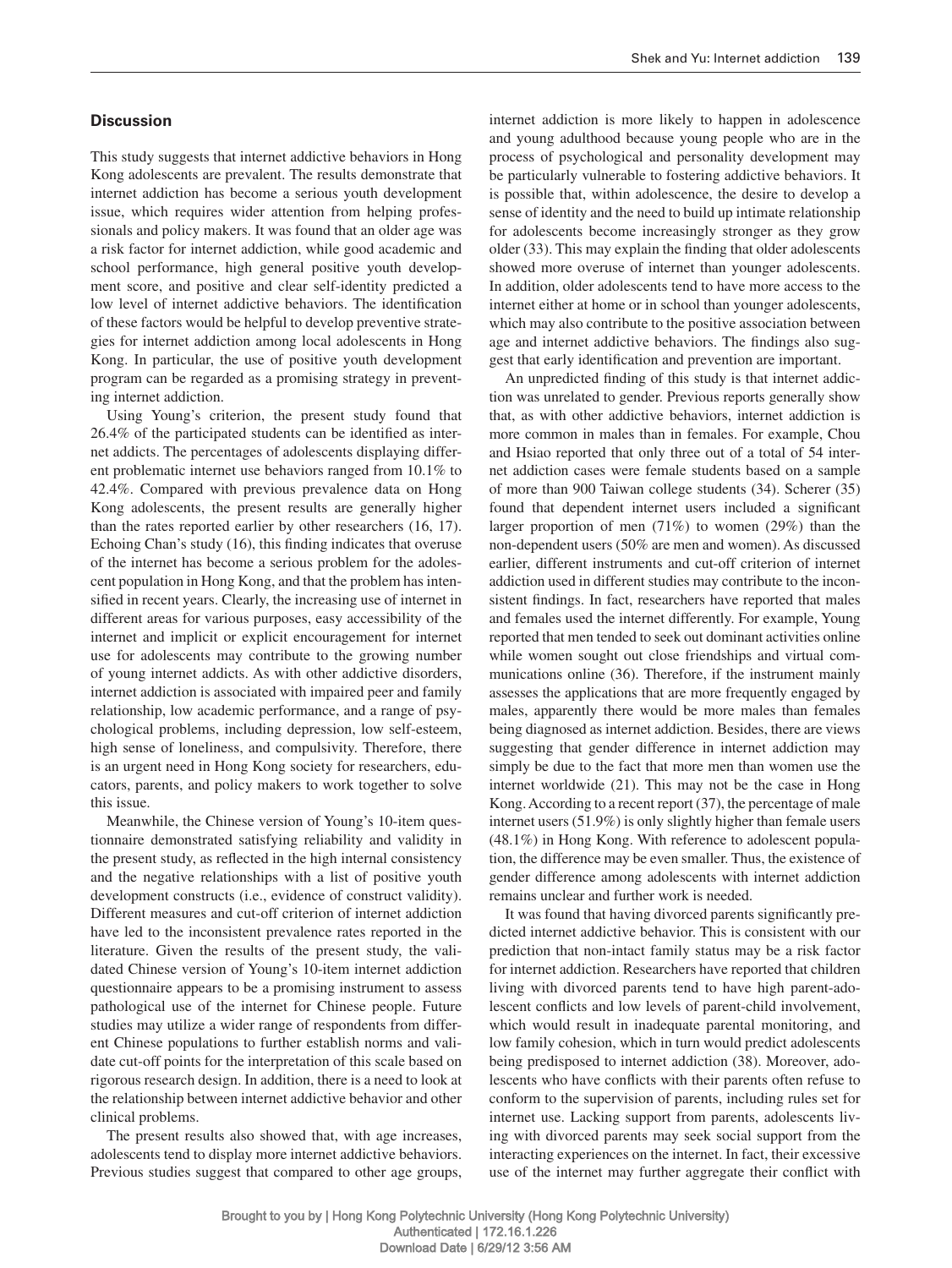## Discussion

This study suggests that internet addictive behaviors in Hong Kong adolescents are prevalent. The results demonstrate that internet addiction has become a serious youth development issue, which requires wider attention from helping professionals and policy makers. It was found that an older age was a risk factor for internet addiction, while good academic and school performance, high general positive youth development score, and positive and clear self-identity predicted a low level of internet addictive behaviors. The identification of these factors would be helpful to develop preventive strategies for internet addiction among local adolescents in Hong Kong. In particular, the use of positive youth development program can be regarded as a promising strategy in preventing internet addiction.

Using Young's criterion, the present study found that 26.4% of the participated students can be identified as internet addicts. The percentages of adolescents displaying different problematic internet use behaviors ranged from 10.1% to 42.4%. Compared with previous prevalence data on Hong Kong adolescents, the present results are generally higher than the rates reported earlier by other researchers (16, 17). Echoing Chan's study (16), this finding indicates that overuse of the internet has become a serious problem for the adolescent population in Hong Kong, and that the problem has intensified in recent years. Clearly, the increasing use of internet in different areas for various purposes, easy accessibility of the internet and implicit or explicit encouragement for internet use for adolescents may contribute to the growing number of young internet addicts. As with other addictive disorders, internet addiction is associated with impaired peer and family relationship, low academic performance, and a range of psychological problems, including depression, low self-esteem, high sense of loneliness, and compulsivity. Therefore, there is an urgent need in Hong Kong society for researchers, educators, parents, and policy makers to work together to solve this issue.

Meanwhile, the Chinese version of Young's 10-item questionnaire demonstrated satisfying reliability and validity in the present study, as reflected in the high internal consistency and the negative relationships with a list of positive youth development constructs (i.e., evidence of construct validity). Different measures and cut-off criterion of internet addiction have led to the inconsistent prevalence rates reported in the literature. Given the results of the present study, the validated Chinese version of Young's 10-item internet addiction questionnaire appears to be a promising instrument to assess pathological use of the internet for Chinese people. Future studies may utilize a wider range of respondents from different Chinese populations to further establish norms and validate cut-off points for the interpretation of this scale based on rigorous research design. In addition, there is a need to look at the relationship between internet addictive behavior and other clinical problems.

The present results also showed that, with age increases, adolescents tend to display more internet addictive behaviors. Previous studies suggest that compared to other age groups, internet addiction is more likely to happen in adolescence and young adulthood because young people who are in the process of psychological and personality development may be particularly vulnerable to fostering addictive behaviors. It is possible that, within adolescence, the desire to develop a sense of identity and the need to build up intimate relationship for adolescents become increasingly stronger as they grow older (33). This may explain the finding that older adolescents showed more overuse of internet than younger adolescents. In addition, older adolescents tend to have more access to the internet either at home or in school than younger adolescents, which may also contribute to the positive association between age and internet addictive behaviors. The findings also suggest that early identification and prevention are important.

An unpredicted finding of this study is that internet addiction was unrelated to gender. Previous reports generally show that, as with other addictive behaviors, internet addiction is more common in males than in females. For example, Chou and Hsiao reported that only three out of a total of 54 internet addiction cases were female students based on a sample of more than 900 Taiwan college students (34). Scherer (35) found that dependent internet users included a significant larger proportion of men (71%) to women (29%) than the non-dependent users (50% are men and women). As discussed earlier, different instruments and cut-off criterion of internet addiction used in different studies may contribute to the inconsistent findings. In fact, researchers have reported that males and females used the internet differently. For example, Young reported that men tended to seek out dominant activities online while women sought out close friendships and virtual communications online (36). Therefore, if the instrument mainly assesses the applications that are more frequently engaged by males, apparently there would be more males than females being diagnosed as internet addiction. Besides, there are views suggesting that gender difference in internet addiction may simply be due to the fact that more men than women use the internet worldwide (21). This may not be the case in Hong Kong. According to a recent report (37), the percentage of male internet users (51.9%) is only slightly higher than female users (48.1%) in Hong Kong. With reference to adolescent population, the difference may be even smaller. Thus, the existence of gender difference among adolescents with internet addiction remains unclear and further work is needed.

It was found that having divorced parents significantly predicted internet addictive behavior. This is consistent with our prediction that non-intact family status may be a risk factor for internet addiction. Researchers have reported that children living with divorced parents tend to have high parent-adolescent conflicts and low levels of parent-child involvement, which would result in inadequate parental monitoring, and low family cohesion, which in turn would predict adolescents being predisposed to internet addiction (38). Moreover, adolescents who have conflicts with their parents often refuse to conform to the supervision of parents, including rules set for internet use. Lacking support from parents, adolescents living with divorced parents may seek social support from the interacting experiences on the internet. In fact, their excessive use of the internet may further aggregate their conflict with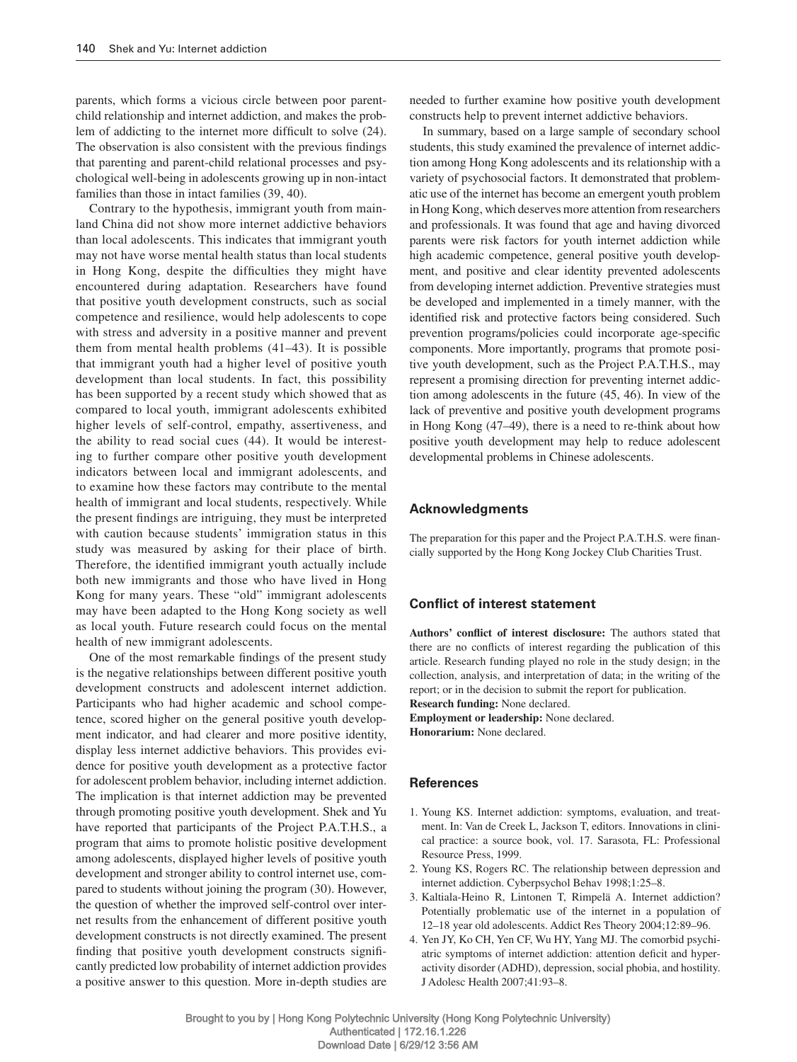parents, which forms a vicious circle between poor parent-child relationship and internet addiction, and makes the problem of addicting to the internet more difficult to solve (24). The observation is also consistent with the previous findings that parenting and parent-child relational processes and psychological well-being in adolescents growing up in non-intact families than those in intact families (39, 40).

Contrary to the hypothesis, immigrant youth from mainland China did not show more internet addictive behaviors than local adolescents. This indicates that immigrant youth may not have worse mental health status than local students in Hong Kong, despite the difficulties they might have encountered during adaptation. Researchers have found that positive youth development constructs, such as social competence and resilience, would help adolescents to cope with stress and adversity in a positive manner and prevent them from mental health problems (41–43). It is possible that immigrant youth had a higher level of positive youth development than local students. In fact, this possibility has been supported by a recent study which showed that as compared to local youth, immigrant adolescents exhibited higher levels of self-control, empathy, assertiveness, and the ability to read social cues (44). It would be interesting to further compare other positive youth development indicators between local and immigrant adolescents, and to examine how these factors may contribute to the mental health of immigrant and local students, respectively. While the present findings are intriguing, they must be interpreted with caution because students' immigration status in this study was measured by asking for their place of birth. Therefore, the identified immigrant youth actually include both new immigrants and those who have lived in Hong Kong for many years. These "old" immigrant adolescents may have been adapted to the Hong Kong society as well as local youth. Future research could focus on the mental health of new immigrant adolescents.

One of the most remarkable findings of the present study is the negative relationships between different positive youth development constructs and adolescent internet addiction. Participants who had higher academic and school competence, scored higher on the general positive youth development indicator, and had clearer and more positive identity, display less internet addictive behaviors. This provides evidence for positive youth development as a protective factor for adolescent problem behavior, including internet addiction. The implication is that internet addiction may be prevented through promoting positive youth development. Shek and Yu have reported that participants of the Project P.A.T.H.S., a program that aims to promote holistic positive development among adolescents, displayed higher levels of positive youth development and stronger ability to control internet use, compared to students without joining the program (30). However, the question of whether the improved self-control over internet results from the enhancement of different positive youth development constructs is not directly examined. The present finding that positive youth development constructs significantly predicted low probability of internet addiction provides a positive answer to this question. More in-depth studies are needed to further examine how positive youth development constructs help to prevent internet addictive behaviors.

In summary, based on a large sample of secondary school students, this study examined the prevalence of internet addiction among Hong Kong adolescents and its relationship with a variety of psychosocial factors. It demonstrated that problematic use of the internet has become an emergent youth problem in Hong Kong, which deserves more attention from researchers and professionals. It was found that age and having divorced parents were risk factors for youth internet addiction while high academic competence, general positive youth development, and positive and clear identity prevented adolescents from developing internet addiction. Preventive strategies must be developed and implemented in a timely manner, with the identified risk and protective factors being considered. Such prevention programs/policies could incorporate age-specific components. More importantly, programs that promote positive youth development, such as the Project P.A.T.H.S., may represent a promising direction for preventing internet addiction among adolescents in the future (45, 46). In view of the lack of preventive and positive youth development programs in Hong Kong (47–49), there is a need to re-think about how positive youth development may help to reduce adolescent developmental problems in Chinese adolescents.

## Acknowledgments

The preparation for this paper and the Project P.A.T.H.S. were financially supported by the Hong Kong Jockey Club Charities Trust.

## Conflict of interest statement

**Authors' conflict of interest disclosure:** The authors stated that there are no conflicts of interest regarding the publication of this article. Research funding played no role in the study design; in the collection, analysis, and interpretation of data; in the writing of the report; or in the decision to submit the report for publication.
**Research funding:** None declared.
**Employment or leadership:** None declared.
**Honorarium:** None declared.

## References

1. Young KS. Internet addiction: symptoms, evaluation, and treatment. In: Van de Creek L, Jackson T, editors. Innovations in clinical practice: a source book, vol. 17. Sarasota, FL: Professional Resource Press, 1999.
2. Young KS, Rogers RC. The relationship between depression and internet addiction. Cyberpsychol Behav 1998;1:25–8.
3. Kaltiala-Heino R, Lintonen T, Rimpelä A. Internet addiction? Potentially problematic use of the internet in a population of 12–18 year old adolescents. Addict Res Theory 2004;12:89–96.
4. Yen JY, Ko CH, Yen CF, Wu HY, Yang MJ. The comorbid psychiatric symptoms of internet addiction: attention deficit and hyperactivity disorder (ADHD), depression, social phobia, and hostility. J Adolesc Health 2007;41:93–8.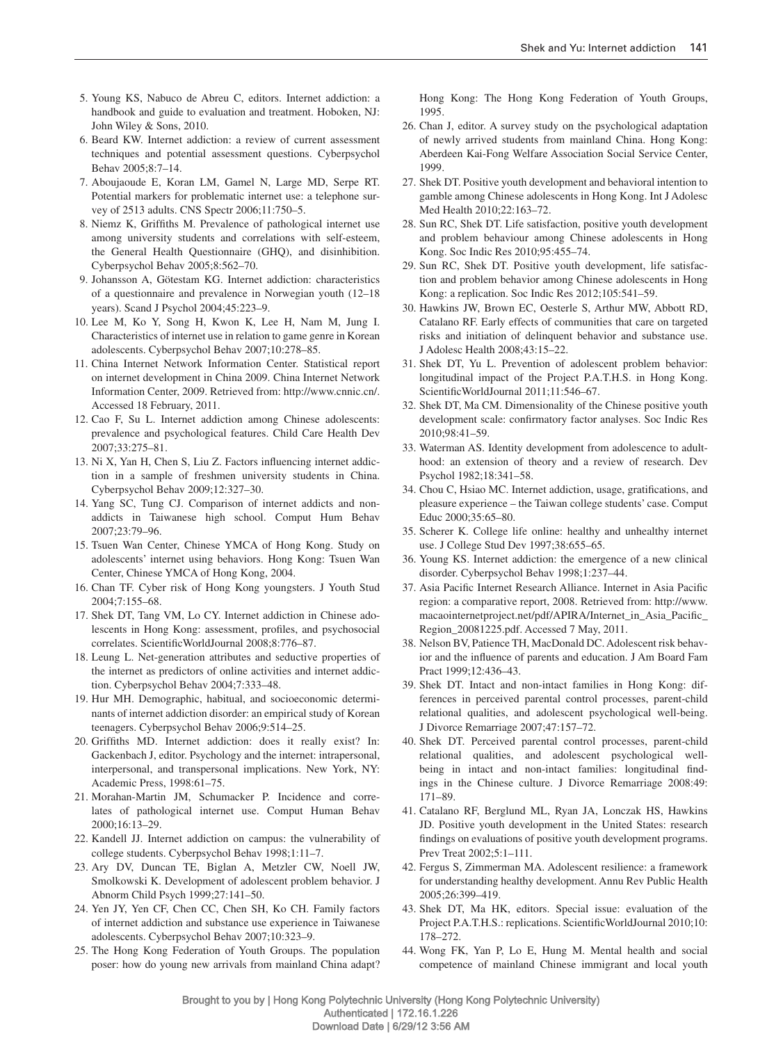5. Young KS, Nabuco de Abreu C, editors. Internet addiction: a handbook and guide to evaluation and treatment. Hoboken, NJ: John Wiley & Sons, 2010.
6. Beard KW. Internet addiction: a review of current assessment techniques and potential assessment questions. Cyberpsychol Behav 2005;8:7–14.
7. Aboujaoude E, Koran LM, Gamel N, Large MD, Serpe RT. Potential markers for problematic internet use: a telephone survey of 2513 adults. CNS Spectr 2006;11:750–5.
8. Niemz K, Griffiths M. Prevalence of pathological internet use among university students and correlations with self-esteem, the General Health Questionnaire (GHQ), and disinhibition. Cyberpsychol Behav 2005;8:562–70.
9. Johansson A, Götestam KG. Internet addiction: characteristics of a questionnaire and prevalence in Norwegian youth (12–18 years). Scand J Psychol 2004;45:223–9.
10. Lee M, Ko Y, Song H, Kwon K, Lee H, Nam M, Jung I. Characteristics of internet use in relation to game genre in Korean adolescents. Cyberpsychol Behav 2007;10:278–85.
11. China Internet Network Information Center. Statistical report on internet development in China 2009. China Internet Network Information Center, 2009. Retrieved from: http://www.cnnic.cn/. Accessed 18 February, 2011.
12. Cao F, Su L. Internet addiction among Chinese adolescents: prevalence and psychological features. Child Care Health Dev 2007;33:275–81.
13. Ni X, Yan H, Chen S, Liu Z. Factors influencing internet addiction in a sample of freshmen university students in China. Cyberpsychol Behav 2009;12:327–30.
14. Yang SC, Tung CJ. Comparison of internet addicts and non-addicts in Taiwanese high school. Comput Hum Behav 2007;23:79–96.
15. Tsuen Wan Center, Chinese YMCA of Hong Kong. Study on adolescents' internet using behaviors. Hong Kong: Tsuen Wan Center, Chinese YMCA of Hong Kong, 2004.
16. Chan TF. Cyber risk of Hong Kong youngsters. J Youth Stud 2004;7:155–68.
17. Shek DT, Tang VM, Lo CY. Internet addiction in Chinese adolescents in Hong Kong: assessment, profiles, and psychosocial correlates. ScientificWorldJournal 2008;8:776–87.
18. Leung L. Net-generation attributes and seductive properties of the internet as predictors of online activities and internet addiction. Cyberpsychol Behav 2004;7:333–48.
19. Hur MH. Demographic, habitual, and socioeconomic determinants of internet addiction disorder: an empirical study of Korean teenagers. Cyberpsychol Behav 2006;9:514–25.
20. Griffiths MD. Internet addiction: does it really exist? In: Gackenbach J, editor. Psychology and the internet: intrapersonal, interpersonal, and transpersonal implications. New York, NY: Academic Press, 1998:61–75.
21. Morahan-Martin JM, Schumacker P. Incidence and correlates of pathological internet use. Comput Human Behav 2000;16:13–29.
22. Kandell JJ. Internet addiction on campus: the vulnerability of college students. Cyberpsychol Behav 1998;1:11–7.
23. Ary DV, Duncan TE, Biglan A, Metzler CW, Noell JW, Smolkowski K. Development of adolescent problem behavior. J Abnorm Child Psych 1999;27:141–50.
24. Yen JY, Yen CF, Chen CC, Chen SH, Ko CH. Family factors of internet addiction and substance use experience in Taiwanese adolescents. Cyberpsychol Behav 2007;10:323–9.
25. The Hong Kong Federation of Youth Groups. The population poser: how do young new arrivals from mainland China adapt? Hong Kong: The Hong Kong Federation of Youth Groups, 1995.
26. Chan J, editor. A survey study on the psychological adaptation of newly arrived students from mainland China. Hong Kong: Aberdeen Kai-Fong Welfare Association Social Service Center, 1999.
27. Shek DT. Positive youth development and behavioral intention to gamble among Chinese adolescents in Hong Kong. Int J Adolesc Med Health 2010;22:163–72.
28. Sun RC, Shek DT. Life satisfaction, positive youth development and problem behaviour among Chinese adolescents in Hong Kong. Soc Indic Res 2010;95:455–74.
29. Sun RC, Shek DT. Positive youth development, life satisfaction and problem behavior among Chinese adolescents in Hong Kong: a replication. Soc Indic Res 2012;105:541–59.
30. Hawkins JW, Brown EC, Oesterle S, Arthur MW, Abbott RD, Catalano RF. Early effects of communities that care on targeted risks and initiation of delinquent behavior and substance use. J Adolesc Health 2008;43:15–22.
31. Shek DT, Yu L. Prevention of adolescent problem behavior: longitudinal impact of the Project P.A.T.H.S. in Hong Kong. ScientificWorldJournal 2011;11:546–67.
32. Shek DT, Ma CM. Dimensionality of the Chinese positive youth development scale: confirmatory factor analyses. Soc Indic Res 2010;98:41–59.
33. Waterman AS. Identity development from adolescence to adulthood: an extension of theory and a review of research. Dev Psychol 1982;18:341–58.
34. Chou C, Hsiao MC. Internet addiction, usage, gratifications, and pleasure experience – the Taiwan college students' case. Comput Educ 2000;35:65–80.
35. Scherer K. College life online: healthy and unhealthy internet use. J College Stud Dev 1997;38:655–65.
36. Young KS. Internet addiction: the emergence of a new clinical disorder. Cyberpsychol Behav 1998;1:237–44.
37. Asia Pacific Internet Research Alliance. Internet in Asia Pacific region: a comparative report, 2008. Retrieved from: http://www.macaointernetproject.net/pdf/APIRA/Internet_in_Asia_Pacific_Region_20081225.pdf. Accessed 7 May, 2011.
38. Nelson BV, Patience TH, MacDonald DC. Adolescent risk behavior and the influence of parents and education. J Am Board Fam Pract 1999;12:436–43.
39. Shek DT. Intact and non-intact families in Hong Kong: differences in perceived parental control processes, parent-child relational qualities, and adolescent psychological well-being. J Divorce Remarriage 2007;47:157–72.
40. Shek DT. Perceived parental control processes, parent-child relational qualities, and adolescent psychological well-being in intact and non-intact families: longitudinal findings in the Chinese culture. J Divorce Remarriage 2008:49: 171–89.
41. Catalano RF, Berglund ML, Ryan JA, Lonczak HS, Hawkins JD. Positive youth development in the United States: research findings on evaluations of positive youth development programs. Prev Treat 2002;5:1–111.
42. Fergus S, Zimmerman MA. Adolescent resilience: a framework for understanding healthy development. Annu Rev Public Health 2005;26:399–419.
43. Shek DT, Ma HK, editors. Special issue: evaluation of the Project P.A.T.H.S.: replications. ScientificWorldJournal 2010;10: 178–272.
44. Wong FK, Yan P, Lo E, Hung M. Mental health and social competence of mainland Chinese immigrant and local youth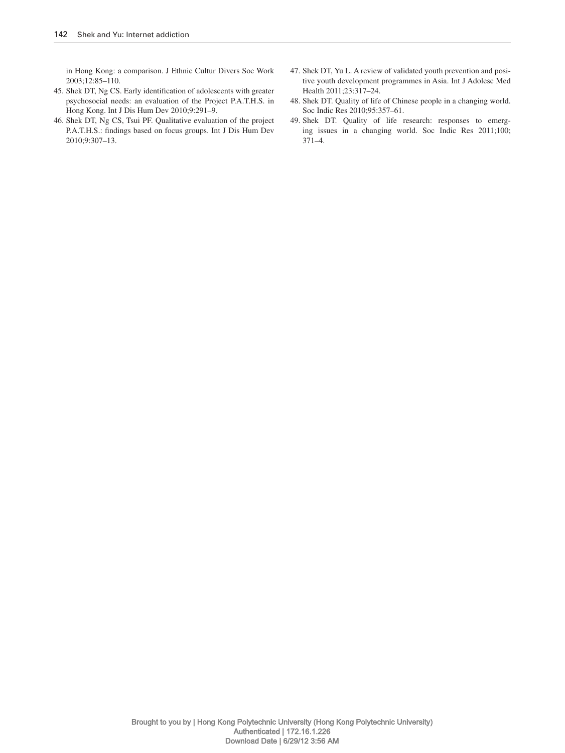in Hong Kong: a comparison. J Ethnic Cultur Divers Soc Work 2003;12:85–110.

45. Shek DT, Ng CS. Early identification of adolescents with greater psychosocial needs: an evaluation of the Project P.A.T.H.S. in Hong Kong. Int J Dis Hum Dev 2010;9:291–9.
46. Shek DT, Ng CS, Tsui PF. Qualitative evaluation of the project P.A.T.H.S.: findings based on focus groups. Int J Dis Hum Dev 2010;9:307–13.
47. Shek DT, Yu L. A review of validated youth prevention and positive youth development programmes in Asia. Int J Adolesc Med Health 2011;23:317–24.
48. Shek DT. Quality of life of Chinese people in a changing world. Soc Indic Res 2010;95:357–61.
49. Shek DT. Quality of life research: responses to emerging issues in a changing world. Soc Indic Res 2011;100; 371–4.

Brought to you by | Hong Kong Polytechnic University (Hong Kong Polytechnic University)
Authenticated | 172.16.1.226
Download Date | 6/29/12 3:56 AM